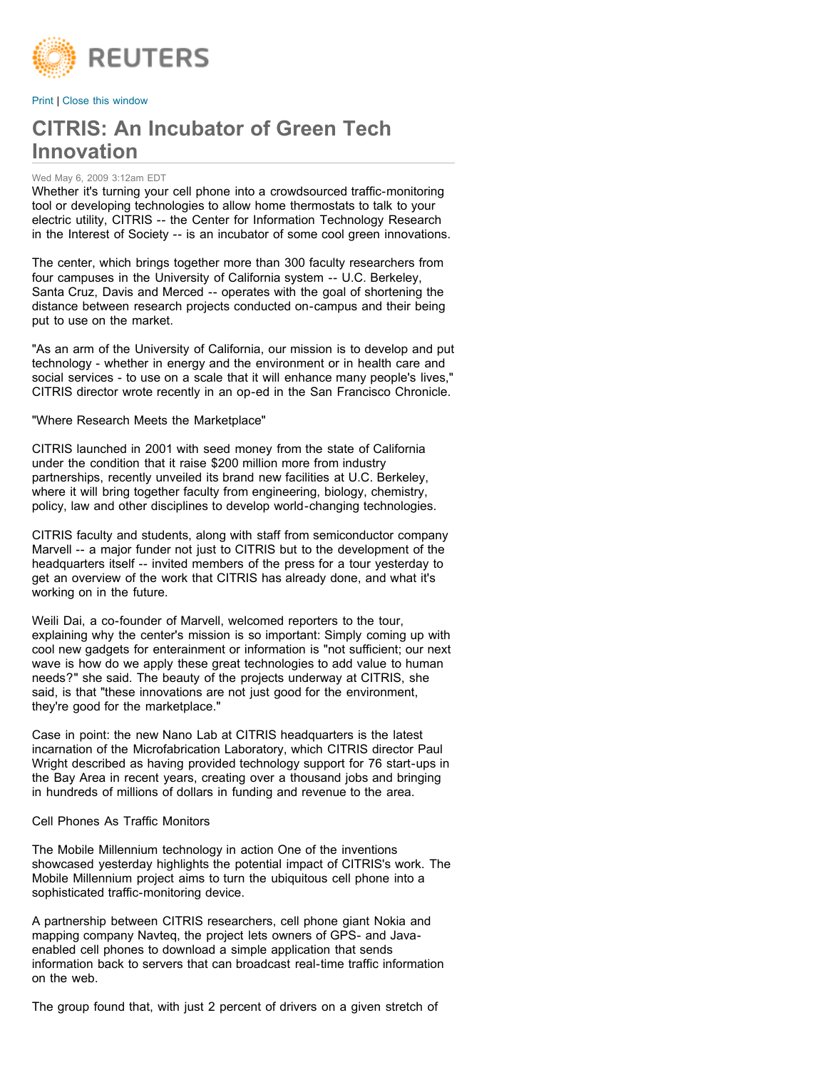REUTERS

Print | Close this window

# CITRIS: An Incubator of Green Tech Innovation

Wed May 6, 2009 3:12am EDT

Whether it's turning your cell phone into a crowdsourced traffic-monitoring tool or developing technologies to allow home thermostats to talk to your electric utility, CITRIS -- the Center for Information Technology Research in the Interest of Society -- is an incubator of some cool green innovations.

The center, which brings together more than 300 faculty researchers from four campuses in the University of California system -- U.C. Berkeley, Santa Cruz, Davis and Merced -- operates with the goal of shortening the distance between research projects conducted on-campus and their being put to use on the market.

"As an arm of the University of California, our mission is to develop and put technology - whether in energy and the environment or in health care and social services - to use on a scale that it will enhance many people's lives," CITRIS director wrote recently in an op-ed in the San Francisco Chronicle.

"Where Research Meets the Marketplace"

CITRIS launched in 2001 with seed money from the state of California under the condition that it raise $200 million more from industry partnerships, recently unveiled its brand new facilities at U.C. Berkeley, where it will bring together faculty from engineering, biology, chemistry, policy, law and other disciplines to develop world-changing technologies.

CITRIS faculty and students, along with staff from semiconductor company Marvell -- a major funder not just to CITRIS but to the development of the headquarters itself -- invited members of the press for a tour yesterday to get an overview of the work that CITRIS has already done, and what it's working on in the future.

Weili Dai, a co-founder of Marvell, welcomed reporters to the tour, explaining why the center's mission is so important: Simply coming up with cool new gadgets for enterainment or information is "not sufficient; our next wave is how do we apply these great technologies to add value to human needs?" she said. The beauty of the projects underway at CITRIS, she said, is that "these innovations are not just good for the environment, they're good for the marketplace."

Case in point: the new Nano Lab at CITRIS headquarters is the latest incarnation of the Microfabrication Laboratory, which CITRIS director Paul Wright described as having provided technology support for 76 start-ups in the Bay Area in recent years, creating over a thousand jobs and bringing in hundreds of millions of dollars in funding and revenue to the area.

Cell Phones As Traffic Monitors

The Mobile Millennium technology in action One of the inventions showcased yesterday highlights the potential impact of CITRIS's work. The Mobile Millennium project aims to turn the ubiquitous cell phone into a sophisticated traffic-monitoring device.

A partnership between CITRIS researchers, cell phone giant Nokia and mapping company Navteq, the project lets owners of GPS- and Java-enabled cell phones to download a simple application that sends information back to servers that can broadcast real-time traffic information on the web.

The group found that, with just 2 percent of drivers on a given stretch of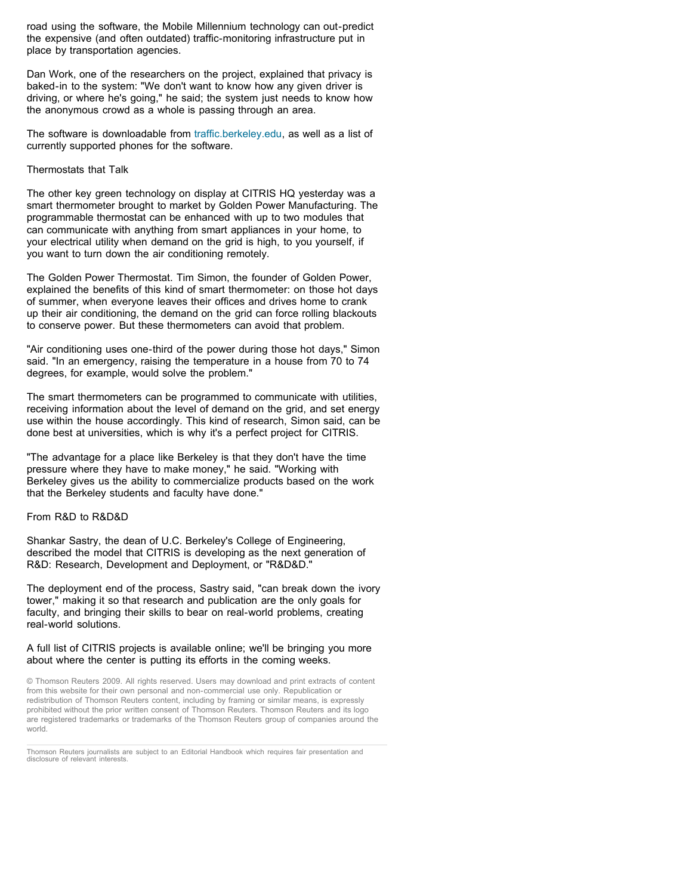road using the software, the Mobile Millennium technology can out-predict the expensive (and often outdated) traffic-monitoring infrastructure put in place by transportation agencies.

Dan Work, one of the researchers on the project, explained that privacy is baked-in to the system: "We don't want to know how any given driver is driving, or where he's going," he said; the system just needs to know how the anonymous crowd as a whole is passing through an area.

The software is downloadable from traffic.berkeley.edu, as well as a list of currently supported phones for the software.

## Thermostats that Talk

The other key green technology on display at CITRIS HQ yesterday was a smart thermometer brought to market by Golden Power Manufacturing. The programmable thermostat can be enhanced with up to two modules that can communicate with anything from smart appliances in your home, to your electrical utility when demand on the grid is high, to you yourself, if you want to turn down the air conditioning remotely.

The Golden Power Thermostat. Tim Simon, the founder of Golden Power, explained the benefits of this kind of smart thermometer: on those hot days of summer, when everyone leaves their offices and drives home to crank up their air conditioning, the demand on the grid can force rolling blackouts to conserve power. But these thermometers can avoid that problem.

"Air conditioning uses one-third of the power during those hot days," Simon said. "In an emergency, raising the temperature in a house from 70 to 74 degrees, for example, would solve the problem."

The smart thermometers can be programmed to communicate with utilities, receiving information about the level of demand on the grid, and set energy use within the house accordingly. This kind of research, Simon said, can be done best at universities, which is why it's a perfect project for CITRIS.

"The advantage for a place like Berkeley is that they don't have the time pressure where they have to make money," he said. "Working with Berkeley gives us the ability to commercialize products based on the work that the Berkeley students and faculty have done."

## From R&D to R&D&D

Shankar Sastry, the dean of U.C. Berkeley's College of Engineering, described the model that CITRIS is developing as the next generation of R&D: Research, Development and Deployment, or "R&D&D."

The deployment end of the process, Sastry said, "can break down the ivory tower," making it so that research and publication are the only goals for faculty, and bringing their skills to bear on real-world problems, creating real-world solutions.

A full list of CITRIS projects is available online; we'll be bringing you more about where the center is putting its efforts in the coming weeks.

© Thomson Reuters 2009. All rights reserved. Users may download and print extracts of content from this website for their own personal and non-commercial use only. Republication or redistribution of Thomson Reuters content, including by framing or similar means, is expressly prohibited without the prior written consent of Thomson Reuters. Thomson Reuters and its logo are registered trademarks or trademarks of the Thomson Reuters group of companies around the world.

Thomson Reuters journalists are subject to an Editorial Handbook which requires fair presentation and disclosure of relevant interests.